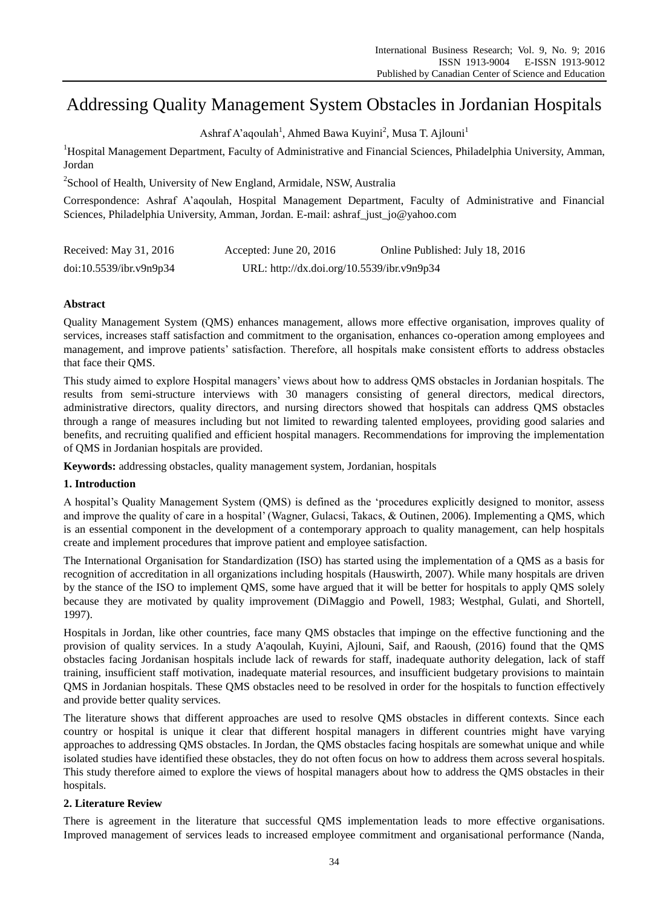# Addressing Quality Management System Obstacles in Jordanian Hospitals

Ashraf A'aqoulah[1], Ahmed Bawa Kuyini[2], Musa T. Ajlouni[1]

[1]Hospital Management Department, Faculty of Administrative and Financial Sciences, Philadelphia University, Amman, Jordan

[2]School of Health, University of New England, Armidale, NSW, Australia

Correspondence: Ashraf A'aqoulah, Hospital Management Department, Faculty of Administrative and Financial Sciences, Philadelphia University, Amman, Jordan. E-mail: ashraf_just_jo@yahoo.com

Received: May 31, 2016 Accepted: June 20, 2016 Online Published: July 18, 2016

doi:10.5539/ibr.v9n9p34 URL: http://dx.doi.org/10.5539/ibr.v9n9p34

## Abstract

Quality Management System (QMS) enhances management, allows more effective organisation, improves quality of services, increases staff satisfaction and commitment to the organisation, enhances co-operation among employees and management, and improve patients' satisfaction. Therefore, all hospitals make consistent efforts to address obstacles that face their QMS.

This study aimed to explore Hospital managers' views about how to address QMS obstacles in Jordanian hospitals. The results from semi-structure interviews with 30 managers consisting of general directors, medical directors, administrative directors, quality directors, and nursing directors showed that hospitals can address QMS obstacles through a range of measures including but not limited to rewarding talented employees, providing good salaries and benefits, and recruiting qualified and efficient hospital managers. Recommendations for improving the implementation of QMS in Jordanian hospitals are provided.

**Keywords:** addressing obstacles, quality management system, Jordanian, hospitals

## 1. Introduction

A hospital's Quality Management System (QMS) is defined as the 'procedures explicitly designed to monitor, assess and improve the quality of care in a hospital' (Wagner, Gulacsi, Takacs, & Outinen, 2006). Implementing a QMS, which is an essential component in the development of a contemporary approach to quality management, can help hospitals create and implement procedures that improve patient and employee satisfaction.

The International Organisation for Standardization (ISO) has started using the implementation of a QMS as a basis for recognition of accreditation in all organizations including hospitals (Hauswirth, 2007). While many hospitals are driven by the stance of the ISO to implement QMS, some have argued that it will be better for hospitals to apply QMS solely because they are motivated by quality improvement (DiMaggio and Powell, 1983; Westphal, Gulati, and Shortell, 1997).

Hospitals in Jordan, like other countries, face many QMS obstacles that impinge on the effective functioning and the provision of quality services. In a study A'aqoulah, Kuyini, Ajlouni, Saif, and Raoush, (2016) found that the QMS obstacles facing Jordanisan hospitals include lack of rewards for staff, inadequate authority delegation, lack of staff training, insufficient staff motivation, inadequate material resources, and insufficient budgetary provisions to maintain QMS in Jordanian hospitals. These QMS obstacles need to be resolved in order for the hospitals to function effectively and provide better quality services.

The literature shows that different approaches are used to resolve QMS obstacles in different contexts. Since each country or hospital is unique it clear that different hospital managers in different countries might have varying approaches to addressing QMS obstacles. In Jordan, the QMS obstacles facing hospitals are somewhat unique and while isolated studies have identified these obstacles, they do not often focus on how to address them across several hospitals. This study therefore aimed to explore the views of hospital managers about how to address the QMS obstacles in their hospitals.

## 2. Literature Review

There is agreement in the literature that successful QMS implementation leads to more effective organisations. Improved management of services leads to increased employee commitment and organisational performance (Nanda,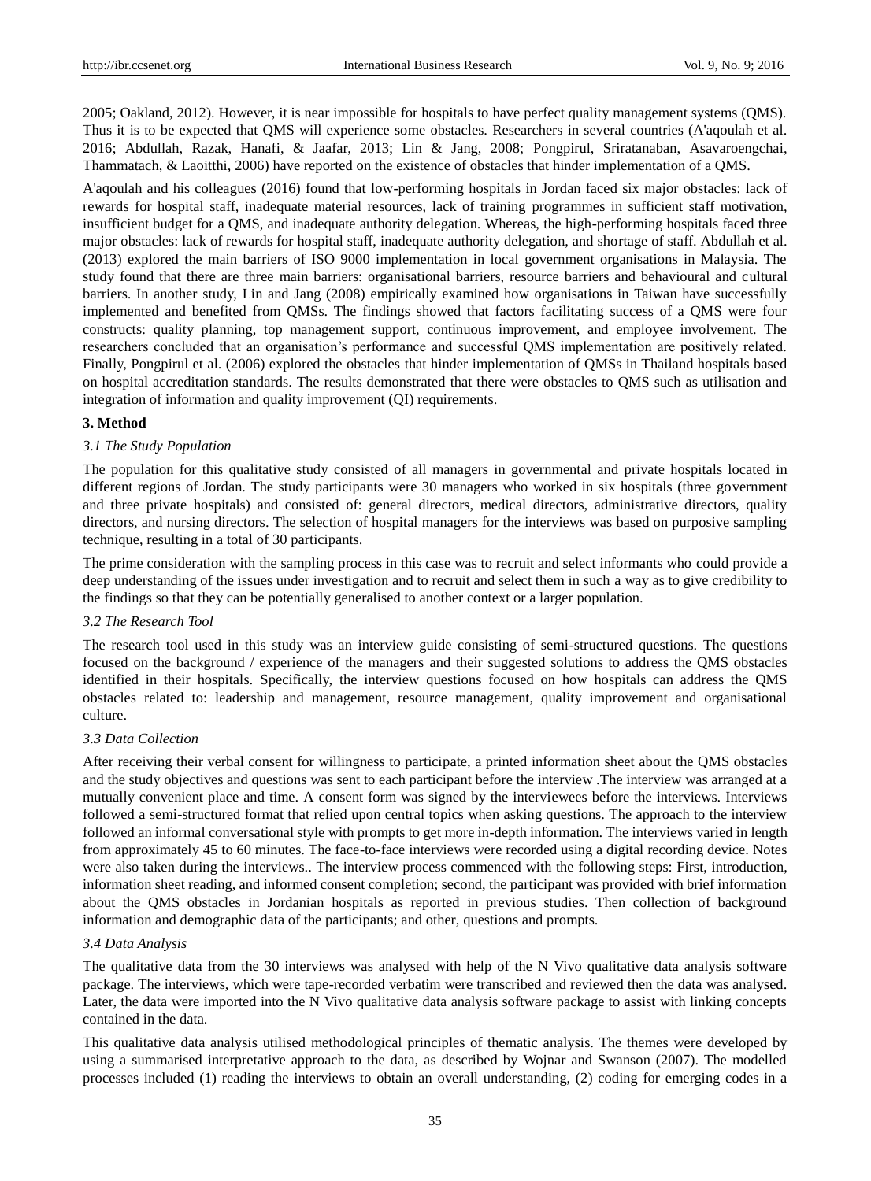2005; Oakland, 2012). However, it is near impossible for hospitals to have perfect quality management systems (QMS). Thus it is to be expected that QMS will experience some obstacles. Researchers in several countries (A'aqoulah et al. 2016; Abdullah, Razak, Hanafi, & Jaafar, 2013; Lin & Jang, 2008; Pongpirul, Sriratanaban, Asavaroengchai, Thammatach, & Laoitthi, 2006) have reported on the existence of obstacles that hinder implementation of a QMS.

A'aqoulah and his colleagues (2016) found that low-performing hospitals in Jordan faced six major obstacles: lack of rewards for hospital staff, inadequate material resources, lack of training programmes in sufficient staff motivation, insufficient budget for a QMS, and inadequate authority delegation. Whereas, the high-performing hospitals faced three major obstacles: lack of rewards for hospital staff, inadequate authority delegation, and shortage of staff. Abdullah et al. (2013) explored the main barriers of ISO 9000 implementation in local government organisations in Malaysia. The study found that there are three main barriers: organisational barriers, resource barriers and behavioural and cultural barriers. In another study, Lin and Jang (2008) empirically examined how organisations in Taiwan have successfully implemented and benefited from QMSs. The findings showed that factors facilitating success of a QMS were four constructs: quality planning, top management support, continuous improvement, and employee involvement. The researchers concluded that an organisation's performance and successful QMS implementation are positively related. Finally, Pongpirul et al. (2006) explored the obstacles that hinder implementation of QMSs in Thailand hospitals based on hospital accreditation standards. The results demonstrated that there were obstacles to QMS such as utilisation and integration of information and quality improvement (QI) requirements.

## 3. Method

### *3.1 The Study Population*

The population for this qualitative study consisted of all managers in governmental and private hospitals located in different regions of Jordan. The study participants were 30 managers who worked in six hospitals (three government and three private hospitals) and consisted of: general directors, medical directors, administrative directors, quality directors, and nursing directors. The selection of hospital managers for the interviews was based on purposive sampling technique, resulting in a total of 30 participants.

The prime consideration with the sampling process in this case was to recruit and select informants who could provide a deep understanding of the issues under investigation and to recruit and select them in such a way as to give credibility to the findings so that they can be potentially generalised to another context or a larger population.

### *3.2 The Research Tool*

The research tool used in this study was an interview guide consisting of semi-structured questions. The questions focused on the background / experience of the managers and their suggested solutions to address the QMS obstacles identified in their hospitals. Specifically, the interview questions focused on how hospitals can address the QMS obstacles related to: leadership and management, resource management, quality improvement and organisational culture.

### *3.3 Data Collection*

After receiving their verbal consent for willingness to participate, a printed information sheet about the QMS obstacles and the study objectives and questions was sent to each participant before the interview .The interview was arranged at a mutually convenient place and time. A consent form was signed by the interviewees before the interviews. Interviews followed a semi-structured format that relied upon central topics when asking questions. The approach to the interview followed an informal conversational style with prompts to get more in-depth information. The interviews varied in length from approximately 45 to 60 minutes. The face-to-face interviews were recorded using a digital recording device. Notes were also taken during the interviews.. The interview process commenced with the following steps: First, introduction, information sheet reading, and informed consent completion; second, the participant was provided with brief information about the QMS obstacles in Jordanian hospitals as reported in previous studies. Then collection of background information and demographic data of the participants; and other, questions and prompts.

### *3.4 Data Analysis*

The qualitative data from the 30 interviews was analysed with help of the N Vivo qualitative data analysis software package. The interviews, which were tape-recorded verbatim were transcribed and reviewed then the data was analysed. Later, the data were imported into the N Vivo qualitative data analysis software package to assist with linking concepts contained in the data.

This qualitative data analysis utilised methodological principles of thematic analysis. The themes were developed by using a summarised interpretative approach to the data, as described by Wojnar and Swanson (2007). The modelled processes included (1) reading the interviews to obtain an overall understanding, (2) coding for emerging codes in a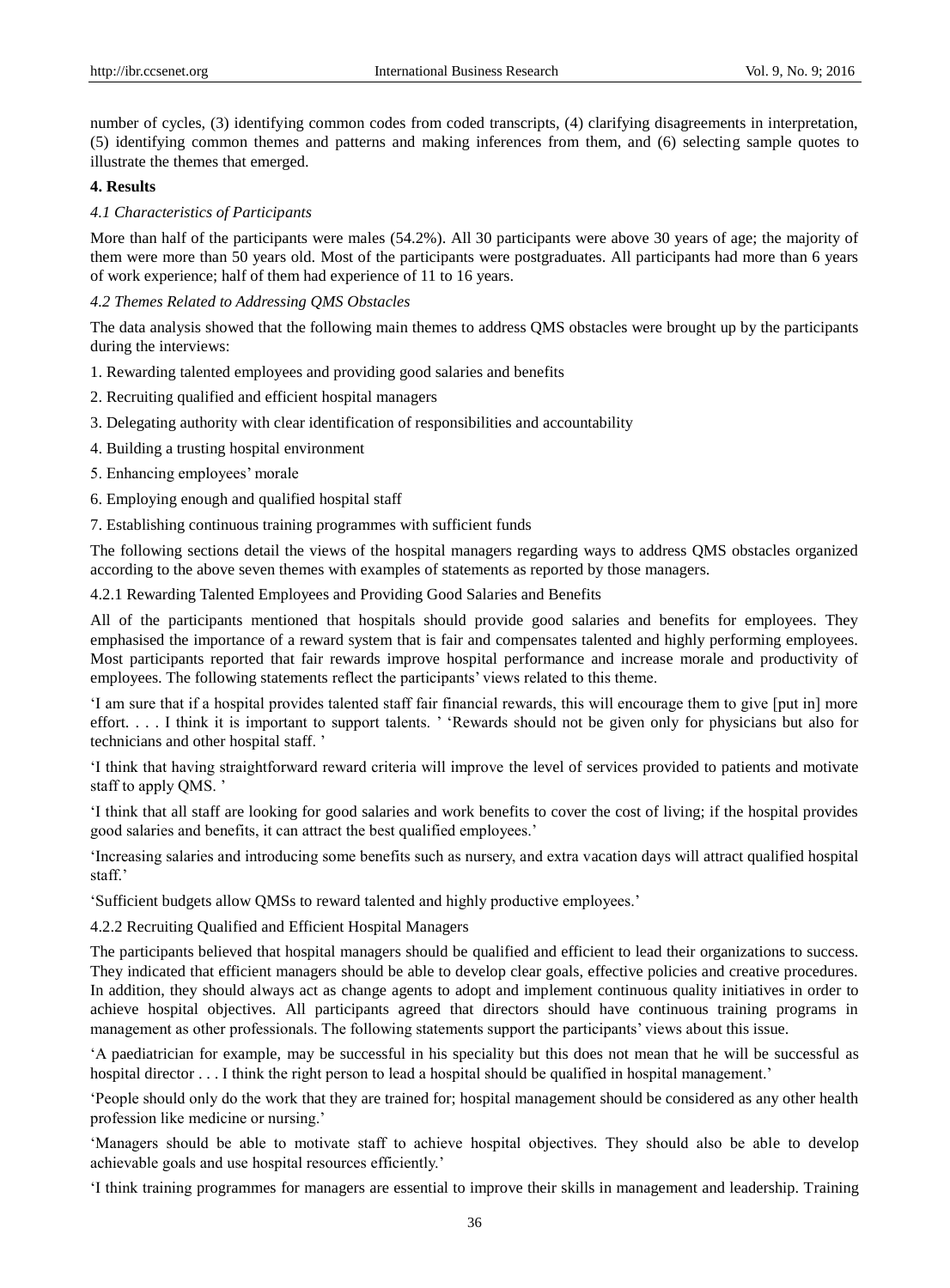number of cycles, (3) identifying common codes from coded transcripts, (4) clarifying disagreements in interpretation, (5) identifying common themes and patterns and making inferences from them, and (6) selecting sample quotes to illustrate the themes that emerged.

## 4. Results

### *4.1 Characteristics of Participants*

More than half of the participants were males (54.2%). All 30 participants were above 30 years of age; the majority of them were more than 50 years old. Most of the participants were postgraduates. All participants had more than 6 years of work experience; half of them had experience of 11 to 16 years.

### *4.2 Themes Related to Addressing QMS Obstacles*

The data analysis showed that the following main themes to address QMS obstacles were brought up by the participants during the interviews:

1. Rewarding talented employees and providing good salaries and benefits
2. Recruiting qualified and efficient hospital managers
3. Delegating authority with clear identification of responsibilities and accountability
4. Building a trusting hospital environment
5. Enhancing employees' morale
6. Employing enough and qualified hospital staff
7. Establishing continuous training programmes with sufficient funds

The following sections detail the views of the hospital managers regarding ways to address QMS obstacles organized according to the above seven themes with examples of statements as reported by those managers.

#### 4.2.1 Rewarding Talented Employees and Providing Good Salaries and Benefits

All of the participants mentioned that hospitals should provide good salaries and benefits for employees. They emphasised the importance of a reward system that is fair and compensates talented and highly performing employees. Most participants reported that fair rewards improve hospital performance and increase morale and productivity of employees. The following statements reflect the participants' views related to this theme.

'I am sure that if a hospital provides talented staff fair financial rewards, this will encourage them to give [put in] more effort. . . . I think it is important to support talents. ' 'Rewards should not be given only for physicians but also for technicians and other hospital staff. '

'I think that having straightforward reward criteria will improve the level of services provided to patients and motivate staff to apply QMS. '

'I think that all staff are looking for good salaries and work benefits to cover the cost of living; if the hospital provides good salaries and benefits, it can attract the best qualified employees.'

'Increasing salaries and introducing some benefits such as nursery, and extra vacation days will attract qualified hospital staff.'

'Sufficient budgets allow QMSs to reward talented and highly productive employees.'

#### 4.2.2 Recruiting Qualified and Efficient Hospital Managers

The participants believed that hospital managers should be qualified and efficient to lead their organizations to success. They indicated that efficient managers should be able to develop clear goals, effective policies and creative procedures. In addition, they should always act as change agents to adopt and implement continuous quality initiatives in order to achieve hospital objectives. All participants agreed that directors should have continuous training programs in management as other professionals. The following statements support the participants' views about this issue.

'A paediatrician for example, may be successful in his speciality but this does not mean that he will be successful as hospital director . . . I think the right person to lead a hospital should be qualified in hospital management.'

'People should only do the work that they are trained for; hospital management should be considered as any other health profession like medicine or nursing.'

'Managers should be able to motivate staff to achieve hospital objectives. They should also be able to develop achievable goals and use hospital resources efficiently.'

'I think training programmes for managers are essential to improve their skills in management and leadership. Training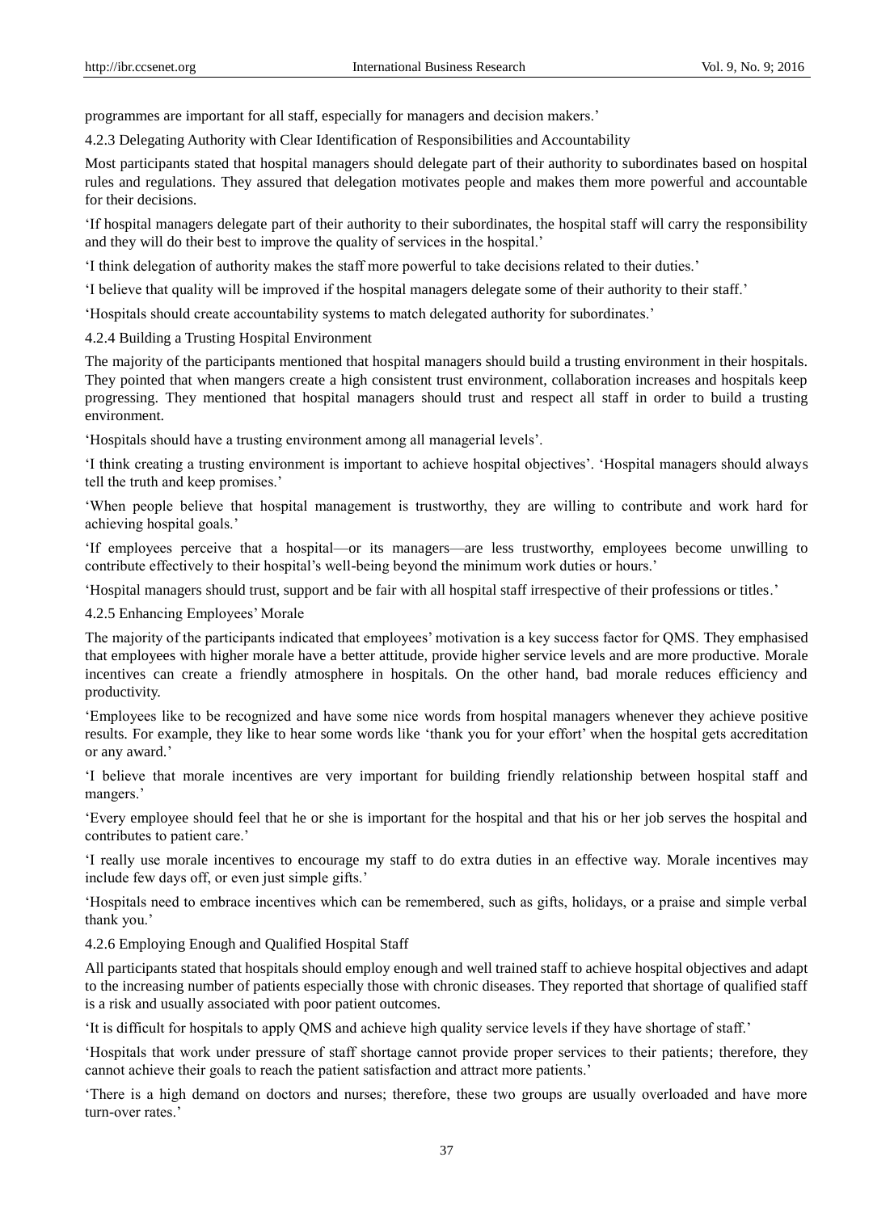programmes are important for all staff, especially for managers and decision makers.'

#### 4.2.3 Delegating Authority with Clear Identification of Responsibilities and Accountability

Most participants stated that hospital managers should delegate part of their authority to subordinates based on hospital rules and regulations. They assured that delegation motivates people and makes them more powerful and accountable for their decisions.

'If hospital managers delegate part of their authority to their subordinates, the hospital staff will carry the responsibility and they will do their best to improve the quality of services in the hospital.'

'I think delegation of authority makes the staff more powerful to take decisions related to their duties.'

'I believe that quality will be improved if the hospital managers delegate some of their authority to their staff.'

'Hospitals should create accountability systems to match delegated authority for subordinates.'

#### 4.2.4 Building a Trusting Hospital Environment

The majority of the participants mentioned that hospital managers should build a trusting environment in their hospitals. They pointed that when mangers create a high consistent trust environment, collaboration increases and hospitals keep progressing. They mentioned that hospital managers should trust and respect all staff in order to build a trusting environment.

'Hospitals should have a trusting environment among all managerial levels'.

'I think creating a trusting environment is important to achieve hospital objectives'. 'Hospital managers should always tell the truth and keep promises.'

'When people believe that hospital management is trustworthy, they are willing to contribute and work hard for achieving hospital goals.'

'If employees perceive that a hospital—or its managers—are less trustworthy, employees become unwilling to contribute effectively to their hospital's well-being beyond the minimum work duties or hours.'

'Hospital managers should trust, support and be fair with all hospital staff irrespective of their professions or titles.'

#### 4.2.5 Enhancing Employees' Morale

The majority of the participants indicated that employees' motivation is a key success factor for QMS. They emphasised that employees with higher morale have a better attitude, provide higher service levels and are more productive. Morale incentives can create a friendly atmosphere in hospitals. On the other hand, bad morale reduces efficiency and productivity.

'Employees like to be recognized and have some nice words from hospital managers whenever they achieve positive results. For example, they like to hear some words like 'thank you for your effort' when the hospital gets accreditation or any award.'

'I believe that morale incentives are very important for building friendly relationship between hospital staff and mangers.'

'Every employee should feel that he or she is important for the hospital and that his or her job serves the hospital and contributes to patient care.'

'I really use morale incentives to encourage my staff to do extra duties in an effective way. Morale incentives may include few days off, or even just simple gifts.'

'Hospitals need to embrace incentives which can be remembered, such as gifts, holidays, or a praise and simple verbal thank you.'

#### 4.2.6 Employing Enough and Qualified Hospital Staff

All participants stated that hospitals should employ enough and well trained staff to achieve hospital objectives and adapt to the increasing number of patients especially those with chronic diseases. They reported that shortage of qualified staff is a risk and usually associated with poor patient outcomes.

'It is difficult for hospitals to apply QMS and achieve high quality service levels if they have shortage of staff.'

'Hospitals that work under pressure of staff shortage cannot provide proper services to their patients; therefore, they cannot achieve their goals to reach the patient satisfaction and attract more patients.'

'There is a high demand on doctors and nurses; therefore, these two groups are usually overloaded and have more turn-over rates.'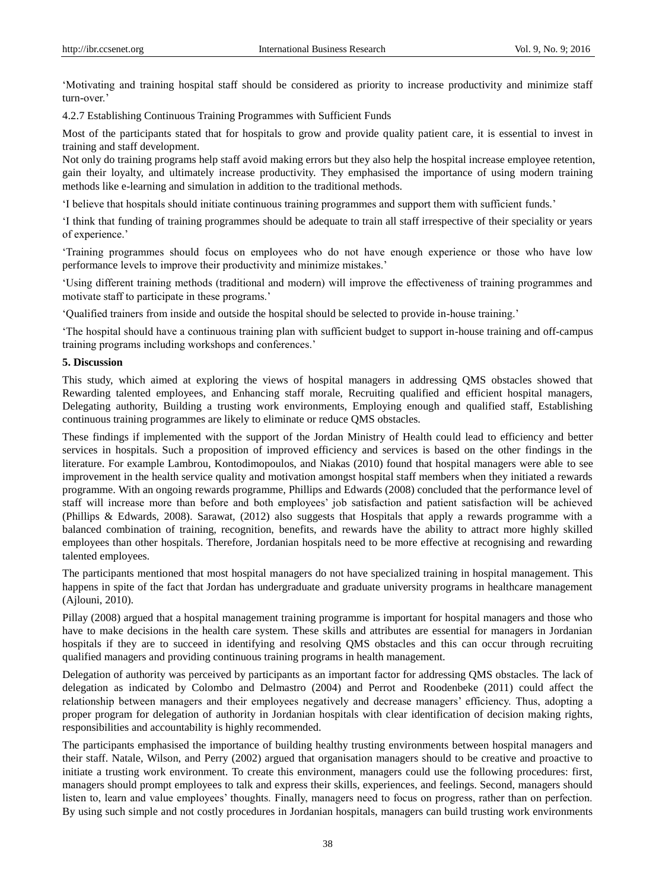'Motivating and training hospital staff should be considered as priority to increase productivity and minimize staff turn-over.'

4.2.7 Establishing Continuous Training Programmes with Sufficient Funds

Most of the participants stated that for hospitals to grow and provide quality patient care, it is essential to invest in training and staff development.

Not only do training programs help staff avoid making errors but they also help the hospital increase employee retention, gain their loyalty, and ultimately increase productivity. They emphasised the importance of using modern training methods like e-learning and simulation in addition to the traditional methods.

'I believe that hospitals should initiate continuous training programmes and support them with sufficient funds.'

'I think that funding of training programmes should be adequate to train all staff irrespective of their speciality or years of experience.'

'Training programmes should focus on employees who do not have enough experience or those who have low performance levels to improve their productivity and minimize mistakes.'

'Using different training methods (traditional and modern) will improve the effectiveness of training programmes and motivate staff to participate in these programs.'

'Qualified trainers from inside and outside the hospital should be selected to provide in-house training.'

'The hospital should have a continuous training plan with sufficient budget to support in-house training and off-campus training programs including workshops and conferences.'

## 5. Discussion

This study, which aimed at exploring the views of hospital managers in addressing QMS obstacles showed that Rewarding talented employees, and Enhancing staff morale, Recruiting qualified and efficient hospital managers, Delegating authority, Building a trusting work environments, Employing enough and qualified staff, Establishing continuous training programmes are likely to eliminate or reduce QMS obstacles.

These findings if implemented with the support of the Jordan Ministry of Health could lead to efficiency and better services in hospitals. Such a proposition of improved efficiency and services is based on the other findings in the literature. For example Lambrou, Kontodimopoulos, and Niakas (2010) found that hospital managers were able to see improvement in the health service quality and motivation amongst hospital staff members when they initiated a rewards programme. With an ongoing rewards programme, Phillips and Edwards (2008) concluded that the performance level of staff will increase more than before and both employees' job satisfaction and patient satisfaction will be achieved (Phillips & Edwards, 2008). Sarawat, (2012) also suggests that Hospitals that apply a rewards programme with a balanced combination of training, recognition, benefits, and rewards have the ability to attract more highly skilled employees than other hospitals. Therefore, Jordanian hospitals need to be more effective at recognising and rewarding talented employees.

The participants mentioned that most hospital managers do not have specialized training in hospital management. This happens in spite of the fact that Jordan has undergraduate and graduate university programs in healthcare management (Ajlouni, 2010).

Pillay (2008) argued that a hospital management training programme is important for hospital managers and those who have to make decisions in the health care system. These skills and attributes are essential for managers in Jordanian hospitals if they are to succeed in identifying and resolving QMS obstacles and this can occur through recruiting qualified managers and providing continuous training programs in health management.

Delegation of authority was perceived by participants as an important factor for addressing QMS obstacles. The lack of delegation as indicated by Colombo and Delmastro (2004) and Perrot and Roodenbeke (2011) could affect the relationship between managers and their employees negatively and decrease managers' efficiency. Thus, adopting a proper program for delegation of authority in Jordanian hospitals with clear identification of decision making rights, responsibilities and accountability is highly recommended.

The participants emphasised the importance of building healthy trusting environments between hospital managers and their staff. Natale, Wilson, and Perry (2002) argued that organisation managers should to be creative and proactive to initiate a trusting work environment. To create this environment, managers could use the following procedures: first, managers should prompt employees to talk and express their skills, experiences, and feelings. Second, managers should listen to, learn and value employees' thoughts. Finally, managers need to focus on progress, rather than on perfection. By using such simple and not costly procedures in Jordanian hospitals, managers can build trusting work environments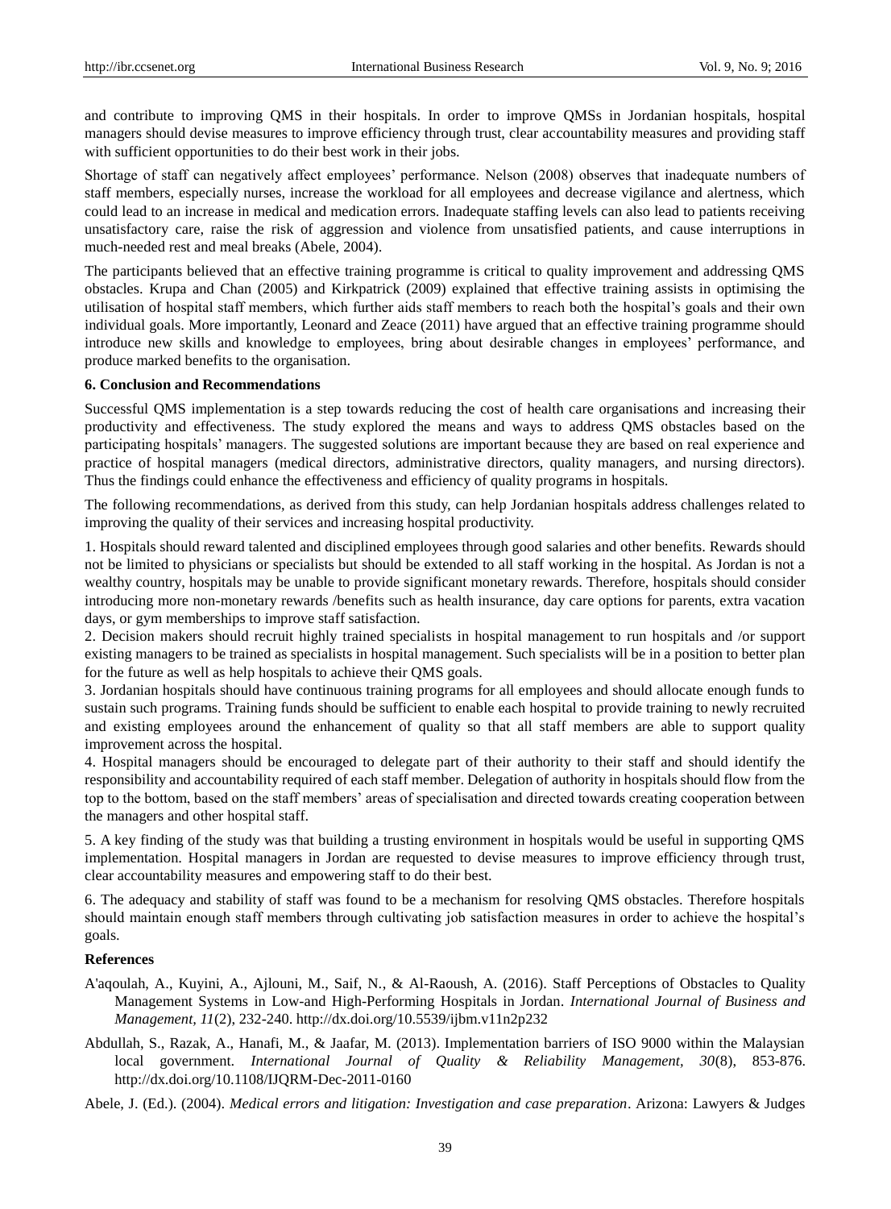and contribute to improving QMS in their hospitals. In order to improve QMSs in Jordanian hospitals, hospital managers should devise measures to improve efficiency through trust, clear accountability measures and providing staff with sufficient opportunities to do their best work in their jobs.

Shortage of staff can negatively affect employees' performance. Nelson (2008) observes that inadequate numbers of staff members, especially nurses, increase the workload for all employees and decrease vigilance and alertness, which could lead to an increase in medical and medication errors. Inadequate staffing levels can also lead to patients receiving unsatisfactory care, raise the risk of aggression and violence from unsatisfied patients, and cause interruptions in much-needed rest and meal breaks (Abele, 2004).

The participants believed that an effective training programme is critical to quality improvement and addressing QMS obstacles. Krupa and Chan (2005) and Kirkpatrick (2009) explained that effective training assists in optimising the utilisation of hospital staff members, which further aids staff members to reach both the hospital's goals and their own individual goals. More importantly, Leonard and Zeace (2011) have argued that an effective training programme should introduce new skills and knowledge to employees, bring about desirable changes in employees' performance, and produce marked benefits to the organisation.

## 6. Conclusion and Recommendations

Successful QMS implementation is a step towards reducing the cost of health care organisations and increasing their productivity and effectiveness. The study explored the means and ways to address QMS obstacles based on the participating hospitals' managers. The suggested solutions are important because they are based on real experience and practice of hospital managers (medical directors, administrative directors, quality managers, and nursing directors). Thus the findings could enhance the effectiveness and efficiency of quality programs in hospitals.

The following recommendations, as derived from this study, can help Jordanian hospitals address challenges related to improving the quality of their services and increasing hospital productivity.

1. Hospitals should reward talented and disciplined employees through good salaries and other benefits. Rewards should not be limited to physicians or specialists but should be extended to all staff working in the hospital. As Jordan is not a wealthy country, hospitals may be unable to provide significant monetary rewards. Therefore, hospitals should consider introducing more non-monetary rewards /benefits such as health insurance, day care options for parents, extra vacation days, or gym memberships to improve staff satisfaction.
2. Decision makers should recruit highly trained specialists in hospital management to run hospitals and /or support existing managers to be trained as specialists in hospital management. Such specialists will be in a position to better plan for the future as well as help hospitals to achieve their QMS goals.
3. Jordanian hospitals should have continuous training programs for all employees and should allocate enough funds to sustain such programs. Training funds should be sufficient to enable each hospital to provide training to newly recruited and existing employees around the enhancement of quality so that all staff members are able to support quality improvement across the hospital.
4. Hospital managers should be encouraged to delegate part of their authority to their staff and should identify the responsibility and accountability required of each staff member. Delegation of authority in hospitals should flow from the top to the bottom, based on the staff members' areas of specialisation and directed towards creating cooperation between the managers and other hospital staff.
5. A key finding of the study was that building a trusting environment in hospitals would be useful in supporting QMS implementation. Hospital managers in Jordan are requested to devise measures to improve efficiency through trust, clear accountability measures and empowering staff to do their best.
6. The adequacy and stability of staff was found to be a mechanism for resolving QMS obstacles. Therefore hospitals should maintain enough staff members through cultivating job satisfaction measures in order to achieve the hospital's goals.

## References

A'aqoulah, A., Kuyini, A., Ajlouni, M., Saif, N., & Al-Raoush, A. (2016). Staff Perceptions of Obstacles to Quality Management Systems in Low-and High-Performing Hospitals in Jordan. *International Journal of Business and Management, 11*(2), 232-240. http://dx.doi.org/10.5539/ijbm.v11n2p232

Abdullah, S., Razak, A., Hanafi, M., & Jaafar, M. (2013). Implementation barriers of ISO 9000 within the Malaysian local government. *International Journal of Quality & Reliability Management, 30*(8), 853-876. http://dx.doi.org/10.1108/IJQRM-Dec-2011-0160

Abele, J. (Ed.). (2004). *Medical errors and litigation: Investigation and case preparation*. Arizona: Lawyers & Judges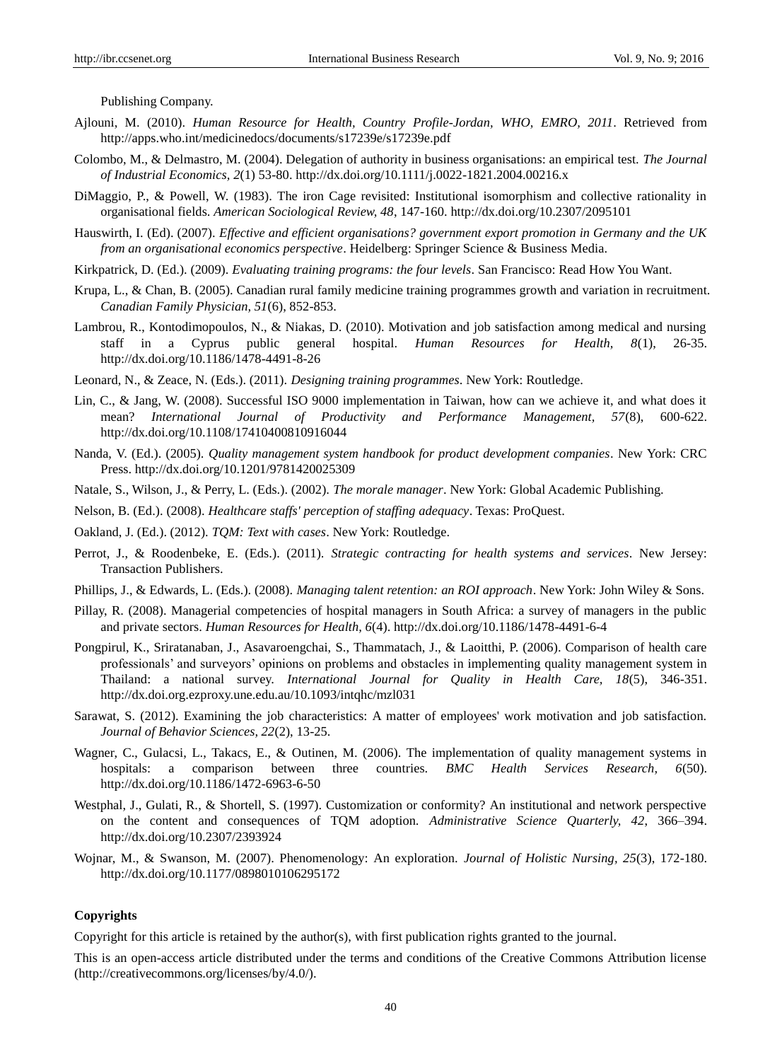Publishing Company.

Ajlouni, M. (2010). *Human Resource for Health, Country Profile-Jordan, WHO, EMRO, 2011*. Retrieved from http://apps.who.int/medicinedocs/documents/s17239e/s17239e.pdf

Colombo, M., & Delmastro, M. (2004). Delegation of authority in business organisations: an empirical test. *The Journal of Industrial Economics, 2*(1) 53-80. http://dx.doi.org/10.1111/j.0022-1821.2004.00216.x

DiMaggio, P., & Powell, W. (1983). The iron Cage revisited: Institutional isomorphism and collective rationality in organisational fields. *American Sociological Review, 48*, 147-160. http://dx.doi.org/10.2307/2095101

Hauswirth, I. (Ed). (2007). *Effective and efficient organisations? government export promotion in Germany and the UK from an organisational economics perspective*. Heidelberg: Springer Science & Business Media.

Kirkpatrick, D. (Ed.). (2009). *Evaluating training programs: the four levels*. San Francisco: Read How You Want.

Krupa, L., & Chan, B. (2005). Canadian rural family medicine training programmes growth and variation in recruitment. *Canadian Family Physician, 51*(6), 852-853.

Lambrou, R., Kontodimopoulos, N., & Niakas, D. (2010). Motivation and job satisfaction among medical and nursing staff in a Cyprus public general hospital. *Human Resources for Health, 8*(1), 26-35. http://dx.doi.org/10.1186/1478-4491-8-26

Leonard, N., & Zeace, N. (Eds.). (2011). *Designing training programmes*. New York: Routledge.

Lin, C., & Jang, W. (2008). Successful ISO 9000 implementation in Taiwan, how can we achieve it, and what does it mean? *International Journal of Productivity and Performance Management, 57*(8), 600-622. http://dx.doi.org/10.1108/17410400810916044

Nanda, V. (Ed.). (2005). *Quality management system handbook for product development companies*. New York: CRC Press. http://dx.doi.org/10.1201/9781420025309

Natale, S., Wilson, J., & Perry, L. (Eds.). (2002). *The morale manager*. New York: Global Academic Publishing.

Nelson, B. (Ed.). (2008). *Healthcare staffs' perception of staffing adequacy*. Texas: ProQuest.

Oakland, J. (Ed.). (2012). *TQM: Text with cases*. New York: Routledge.

Perrot, J., & Roodenbeke, E. (Eds.). (2011). *Strategic contracting for health systems and services*. New Jersey: Transaction Publishers.

Phillips, J., & Edwards, L. (Eds.). (2008). *Managing talent retention: an ROI approach*. New York: John Wiley & Sons.

Pillay, R. (2008). Managerial competencies of hospital managers in South Africa: a survey of managers in the public and private sectors. *Human Resources for Health, 6*(4). http://dx.doi.org/10.1186/1478-4491-6-4

Pongpirul, K., Sriratanaban, J., Asavaroengchai, S., Thammatach, J., & Laoitthi, P. (2006). Comparison of health care professionals' and surveyors' opinions on problems and obstacles in implementing quality management system in Thailand: a national survey. *International Journal for Quality in Health Care, 18*(5), 346-351. http://dx.doi.org.ezproxy.une.edu.au/10.1093/intqhc/mzl031

Sarawat, S. (2012). Examining the job characteristics: A matter of employees' work motivation and job satisfaction. *Journal of Behavior Sciences, 22*(2), 13-25.

Wagner, C., Gulacsi, L., Takacs, E., & Outinen, M. (2006). The implementation of quality management systems in hospitals: a comparison between three countries. *BMC Health Services Research, 6*(50). http://dx.doi.org/10.1186/1472-6963-6-50

Westphal, J., Gulati, R., & Shortell, S. (1997). Customization or conformity? An institutional and network perspective on the content and consequences of TQM adoption. *Administrative Science Quarterly, 42*, 366–394. http://dx.doi.org/10.2307/2393924

Wojnar, M., & Swanson, M. (2007). Phenomenology: An exploration. *Journal of Holistic Nursing, 25*(3), 172-180. http://dx.doi.org/10.1177/0898010106295172

### Copyrights

Copyright for this article is retained by the author(s), with first publication rights granted to the journal.

This is an open-access article distributed under the terms and conditions of the Creative Commons Attribution license (http://creativecommons.org/licenses/by/4.0/).